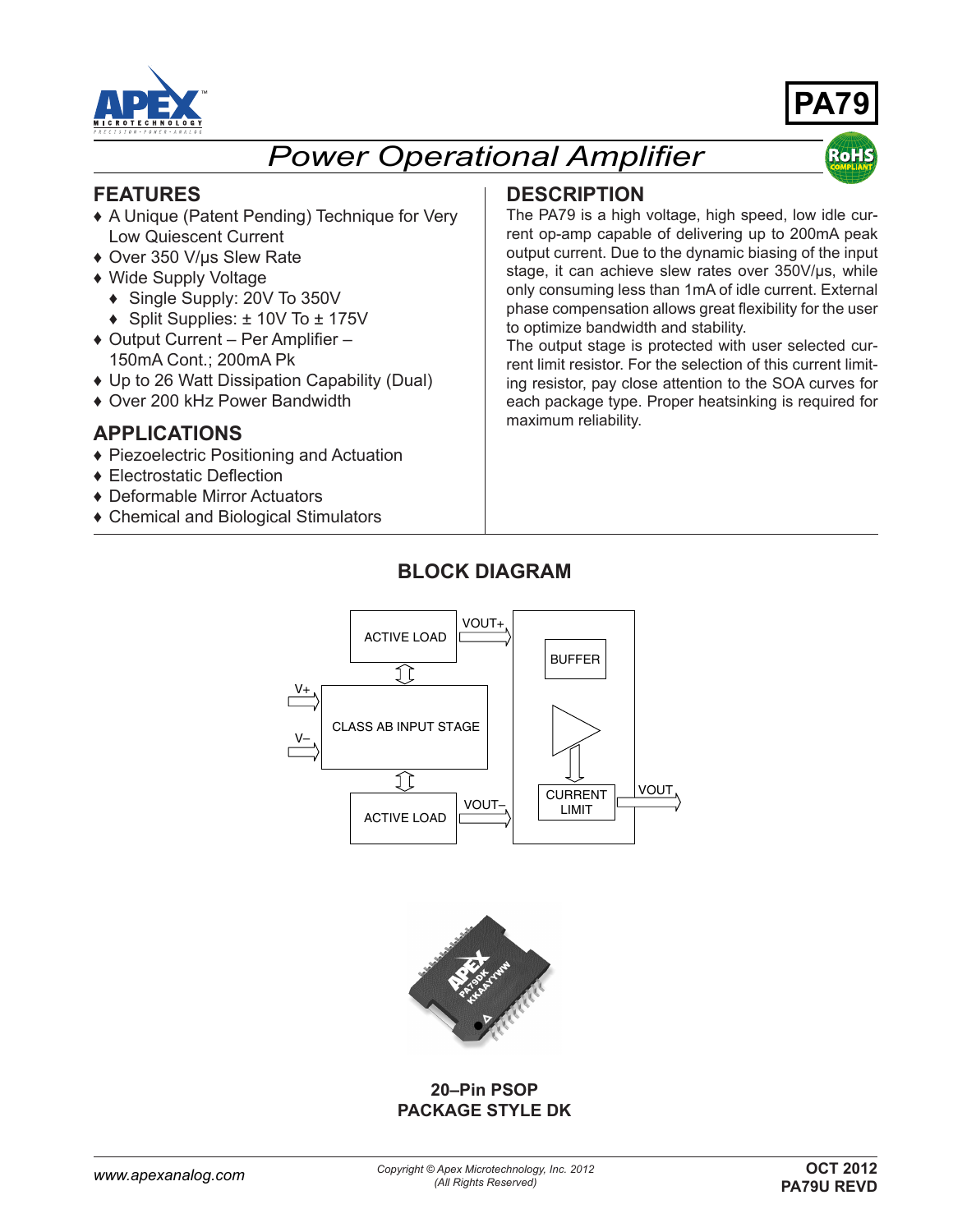# PA79

## Power Operational Amplifier

### FEATURES

- A Unique (Patent Pending) Technique for Very Low Quiescent Current
- Over 350 V/µs Slew Rate
- Wide Supply Voltage
  - Single Supply: 20V To 350V
  - Split Supplies: ± 10V To ± 175V
- Output Current – Per Amplifier – 150mA Cont.; 200mA Pk
- Up to 26 Watt Dissipation Capability (Dual)
- Over 200 kHz Power Bandwidth

### APPLICATIONS

- Piezoelectric Positioning and Actuation
- Electrostatic Deflection
- Deformable Mirror Actuators
- Chemical and Biological Stimulators

### DESCRIPTION

The PA79 is a high voltage, high speed, low idle current op-amp capable of delivering up to 200mA peak output current. Due to the dynamic biasing of the input stage, it can achieve slew rates over 350V/µs, while only consuming less than 1mA of idle current. External phase compensation allows great flexibility for the user to optimize bandwidth and stability.

The output stage is protected with user selected current limit resistor. For the selection of this current limiting resistor, pay close attention to the SOA curves for each package type. Proper heatsinking is required for maximum reliability.

### BLOCK DIAGRAM

ACTIVE LOAD, VOUT+, V+, V–, CLASS AB INPUT STAGE, ACTIVE LOAD, VOUT–, BUFFER, CURRENT LIMIT, VOUT

**20–Pin PSOP**
**PACKAGE STYLE DK**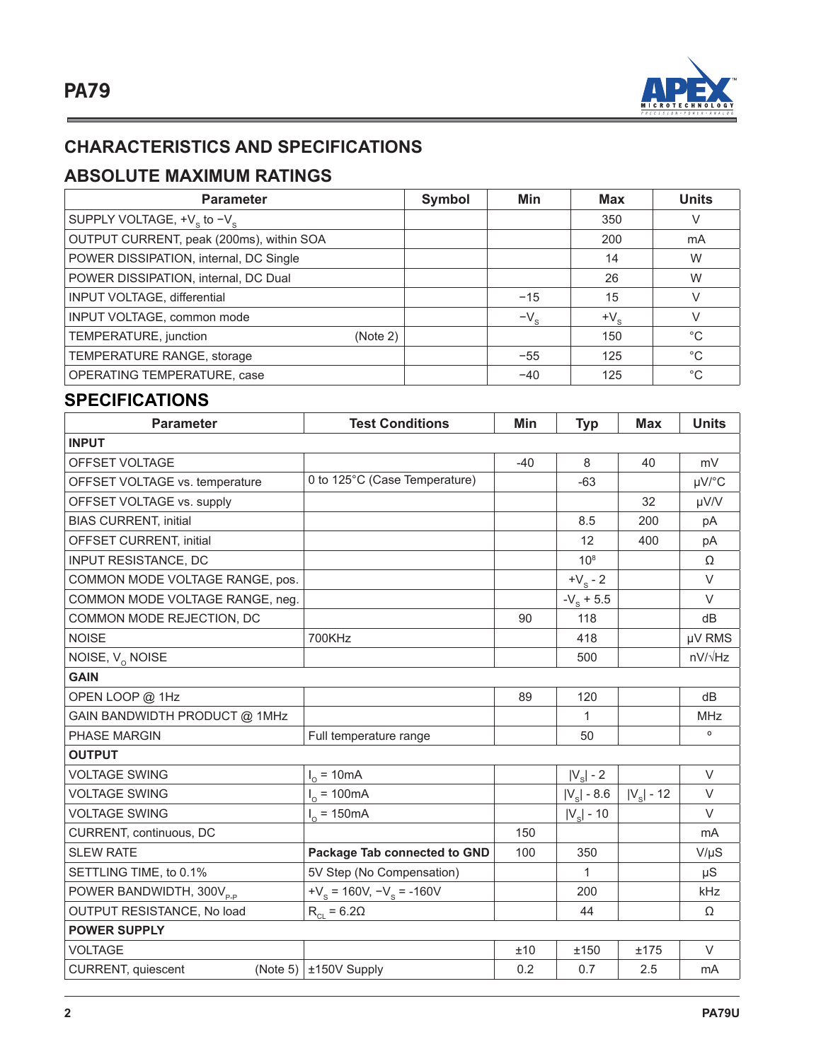## CHARACTERISTICS AND SPECIFICATIONS

## ABSOLUTE MAXIMUM RATINGS

| Parameter | Symbol | Min | Max | Units |
|---|---|---|---|---|
| SUPPLY VOLTAGE, $+V_S$ to $-V_S$ | | | 350 | V |
| OUTPUT CURRENT, peak (200ms), within SOA | | | 200 | mA |
| POWER DISSIPATION, internal, DC Single | | | 14 | W |
| POWER DISSIPATION, internal, DC Dual | | | 26 | W |
| INPUT VOLTAGE, differential | | −15 | 15 | V |
| INPUT VOLTAGE, common mode | | $-V_S$ | $+V_S$ | V |
| TEMPERATURE, junction (Note 2) | | | 150 | °C |
| TEMPERATURE RANGE, storage | | −55 | 125 | °C |
| OPERATING TEMPERATURE, case | | −40 | 125 | °C |

## SPECIFICATIONS

| Parameter | Test Conditions | Min | Typ | Max | Units |
|---|---|---|---|---|---|
| **INPUT** | | | | | |
| OFFSET VOLTAGE | | -40 | 8 | 40 | mV |
| OFFSET VOLTAGE vs. temperature | 0 to 125°C (Case Temperature) | | -63 | | µV/°C |
| OFFSET VOLTAGE vs. supply | | | | 32 | µV/V |
| BIAS CURRENT, initial | | | 8.5 | 200 | pA |
| OFFSET CURRENT, initial | | | 12 | 400 | pA |
| INPUT RESISTANCE, DC | | | $10^8$ | | Ω |
| COMMON MODE VOLTAGE RANGE, pos. | | | $+V_S - 2$ | | V |
| COMMON MODE VOLTAGE RANGE, neg. | | | $-V_S + 5.5$ | | V |
| COMMON MODE REJECTION, DC | | 90 | 118 | | dB |
| NOISE | 700KHz | | 418 | | µV RMS |
| NOISE, $V_O$ NOISE | | | 500 | | nV/√Hz |
| **GAIN** | | | | | |
| OPEN LOOP @ 1Hz | | 89 | 120 | | dB |
| GAIN BANDWIDTH PRODUCT @ 1MHz | | | 1 | | MHz |
| PHASE MARGIN | Full temperature range | | 50 | | ° |
| **OUTPUT** | | | | | |
| VOLTAGE SWING | $I_O$ = 10mA | | $\|V_S\| - 2$ | | V |
| VOLTAGE SWING | $I_O$ = 100mA | | $\|V_S\| - 8.6$ | $\|V_S\| - 12$ | V |
| VOLTAGE SWING | $I_O$ = 150mA | | $\|V_S\| - 10$ | | V |
| CURRENT, continuous, DC | | 150 | | | mA |
| SLEW RATE | **Package Tab connected to GND** | 100 | 350 | | V/µS |
| SETTLING TIME, to 0.1% | 5V Step (No Compensation) | | 1 | | µS |
| POWER BANDWIDTH, $300V_{P-P}$ | $+V_S$ = 160V, $-V_S$ = -160V | | 200 | | kHz |
| OUTPUT RESISTANCE, No load | $R_{CL}$ = 6.2Ω | | 44 | | Ω |
| **POWER SUPPLY** | | | | | |
| VOLTAGE | | ±10 | ±150 | ±175 | V |
| CURRENT, quiescent (Note 5) | ±150V Supply | 0.2 | 0.7 | 2.5 | mA |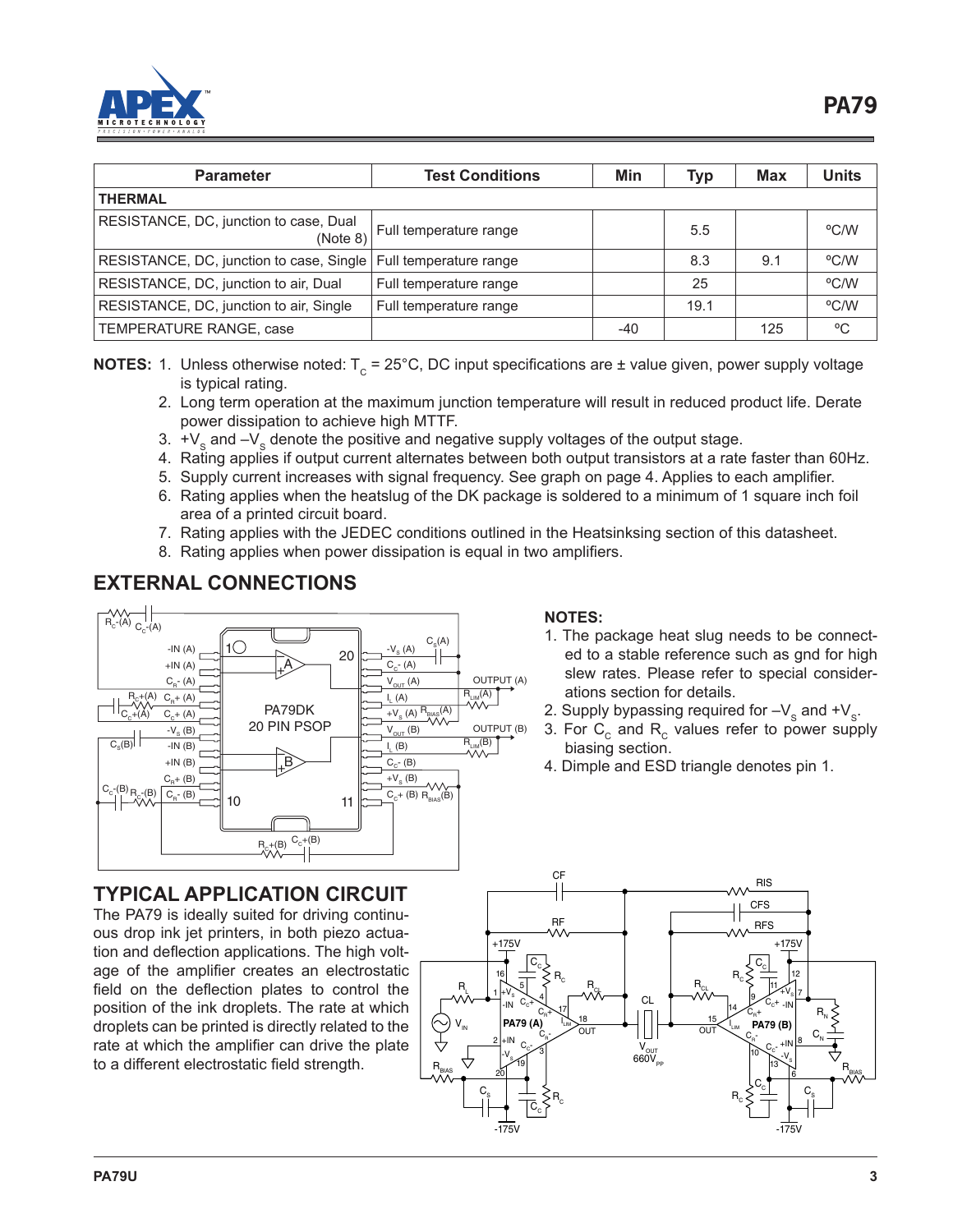| Parameter | Test Conditions | Min | Typ | Max | Units |
|---|---|---|---|---|---|
| **THERMAL** | | | | | |
| RESISTANCE, DC, junction to case, Dual (Note 8) | Full temperature range | | 5.5 | | °C/W |
| RESISTANCE, DC, junction to case, Single | Full temperature range | | 8.3 | 9.1 | °C/W |
| RESISTANCE, DC, junction to air, Dual | Full temperature range | | 25 | | °C/W |
| RESISTANCE, DC, junction to air, Single | Full temperature range | | 19.1 | | °C/W |
| TEMPERATURE RANGE, case | | -40 | | 125 | °C |

**NOTES:**
1. Unless otherwise noted: $T_C$ = 25°C, DC input specifications are ± value given, power supply voltage is typical rating.
2. Long term operation at the maximum junction temperature will result in reduced product life. Derate power dissipation to achieve high MTTF.
3. $+V_S$ and $-V_S$ denote the positive and negative supply voltages of the output stage.
4. Rating applies if output current alternates between both output transistors at a rate faster than 60Hz.
5. Supply current increases with signal frequency. See graph on page 4. Applies to each amplifier.
6. Rating applies when the heatslug of the DK package is soldered to a minimum of 1 square inch foil area of a printed circuit board.
7. Rating applies with the JEDEC conditions outlined in the Heatsinksing section of this datasheet.
8. Rating applies when power dissipation is equal in two amplifiers.

## EXTERNAL CONNECTIONS

PA79DK 20 PIN PSOP

**NOTES:**
1. The package heat slug needs to be connected to a stable reference such as gnd for high slew rates. Please refer to special considerations section for details.
2. Supply bypassing required for $-V_S$ and $+V_S$.
3. For $C_C$ and $R_C$ values refer to power supply biasing section.
4. Dimple and ESD triangle denotes pin 1.

## TYPICAL APPLICATION CIRCUIT

The PA79 is ideally suited for driving continuous drop ink jet printers, in both piezo actuation and deflection applications. The high voltage of the amplifier creates an electrostatic field on the deflection plates to control the position of the ink droplets. The rate at which droplets can be printed is directly related to the rate at which the amplifier can drive the plate to a different electrostatic field strength.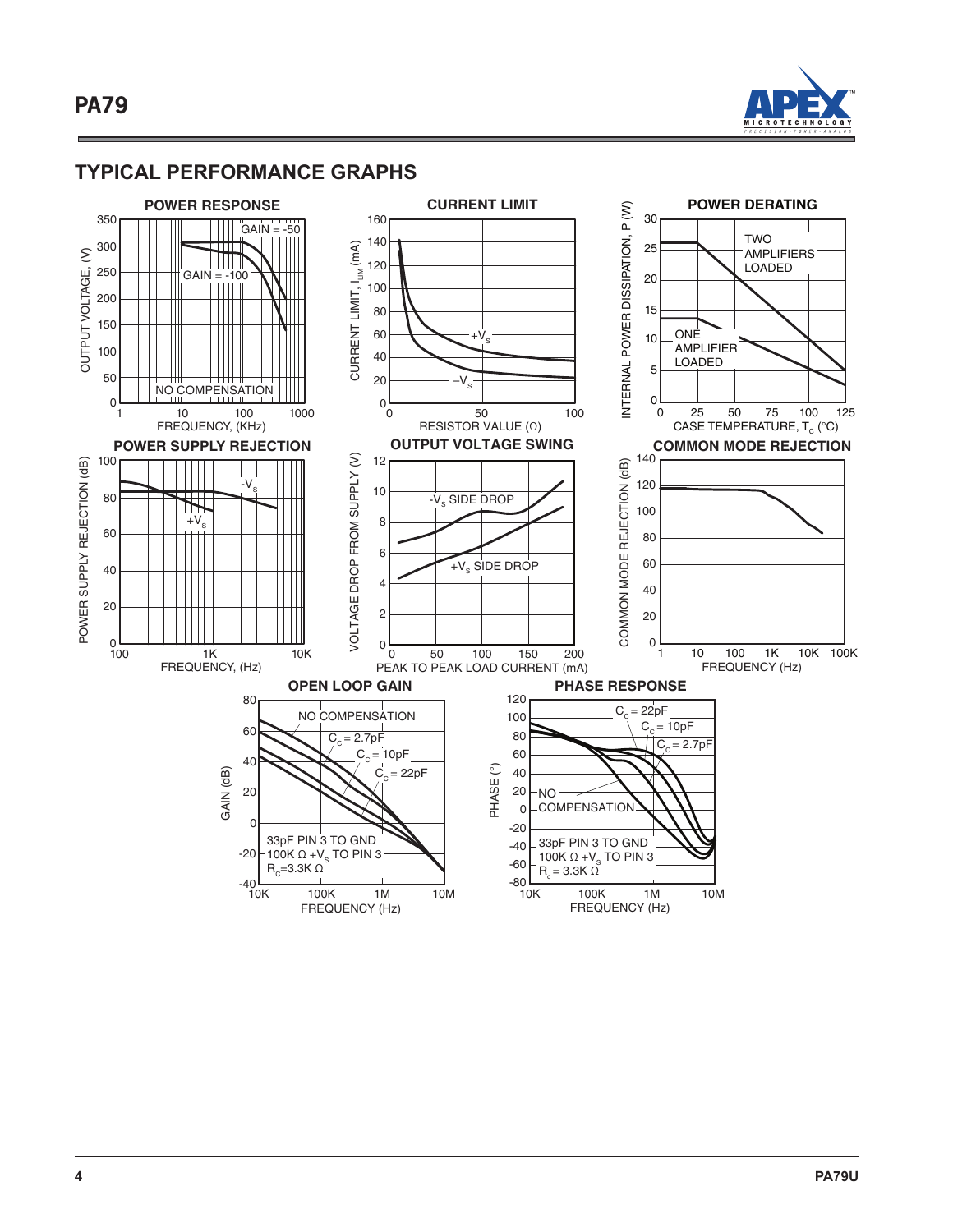## TYPICAL PERFORMANCE GRAPHS

**POWER RESPONSE**

GAIN = -50

GAIN = -100

NO COMPENSATION

OUTPUT VOLTAGE, (V)

FREQUENCY, (KHz)

**CURRENT LIMIT**

CURRENT LIMIT, $I_{LIM}$ (mA)

$+V_S$

$-V_S$

RESISTOR VALUE (Ω)

**POWER DERATING**

INTERNAL POWER DISSIPATION, P (W)

TWO AMPLIFIERS LOADED

ONE AMPLIFIER LOADED

CASE TEMPERATURE, $T_C$ (°C)

**POWER SUPPLY REJECTION**

POWER SUPPLY REJECTION (dB)

$-V_S$

$+V_S$

FREQUENCY, (Hz)

**OUTPUT VOLTAGE SWING**

VOLTAGE DROP FROM SUPPLY (V)

$-V_S$ SIDE DROP

$+V_S$ SIDE DROP

PEAK TO PEAK LOAD CURRENT (mA)

**COMMON MODE REJECTION**

COMMON MODE REJECTION (dB)

FREQUENCY (Hz)

**OPEN LOOP GAIN**

GAIN (dB)

NO COMPENSATION

$C_C$ = 2.7pF

$C_C$ = 10pF

$C_C$ = 22pF

33pF PIN 3 TO GND
100K Ω $+V_S$ TO PIN 3
$R_C$=3.3K Ω

FREQUENCY (Hz)

**PHASE RESPONSE**

PHASE (°)

$C_C$ = 22pF

$C_C$ = 10pF

$C_C$ = 2.7pF

NO COMPENSATION

33pF PIN 3 TO GND
100K Ω $+V_S$ TO PIN 3
$R_c$ = 3.3K Ω

FREQUENCY (Hz)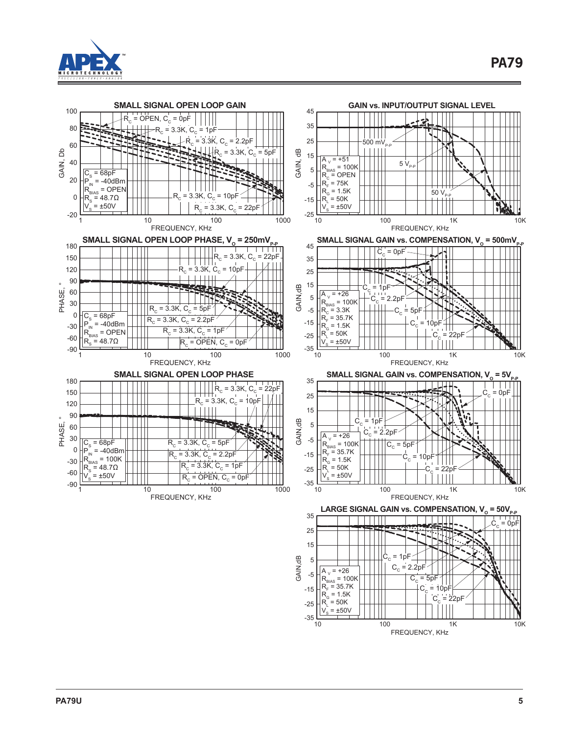### SMALL SIGNAL OPEN LOOP GAIN

GAIN, Db vs. FREQUENCY, KHz

$R_C$ = OPEN, $C_C$ = 0pF
$R_C$ = 3.3K, $C_C$ = 1pF
$R_C$ = 3.3K, $C_C$ = 2.2pF
$R_C$ = 3.3K, $C_C$ = 5pF
$R_C$ = 3.3K, $C_C$ = 10pF
$R_C$ = 3.3K, $C_C$ = 22pF

$C_S$ = 68pF
$P_{IN}$ = -40dBm
$R_{BIAS}$ = OPEN
$R_S$ = 48.7Ω
$V_S$ = ±50V

### GAIN vs. INPUT/OUTPUT SIGNAL LEVEL

GAIN, dB vs. FREQUENCY, KHz

500 $mV_{P-P}$
5 $V_{P-P}$
50 $V_{P-P}$

$A_V$ = +51
$R_{BIAS}$ = 100K
$R_C$ = OPEN
$R_F$ = 75K
$R_G$ = 1.5K
$R_L$ = 50K
$V_S$ = ±50V

### SMALL SIGNAL OPEN LOOP PHASE, $V_O$ = 250$mV_{P-P}$

PHASE, ° vs. FREQUENCY, KHz

$R_C$ = 3.3K, $C_C$ = 22pF
$R_C$ = 3.3K, $C_C$ = 10pF
$R_C$ = 3.3K, $C_C$ = 5pF
$R_C$ = 3.3K, $C_C$ = 2.2pF
$R_C$ = 3.3K, $C_C$ = 1pF
$R_C$ = OPEN, $C_C$ = 0pF

$C_S$ = 68pF
$P_{IN}$ = -40dBm
$R_{BIAS}$ = OPEN
$R_S$ = 48.7Ω

### SMALL SIGNAL GAIN vs. COMPENSATION, $V_O$ = 500$mV_{P-P}$

GAIN, dB vs. FREQUENCY, KHz

$C_C$ = 0pF
$C_C$ = 1pF
$C_C$ = 2.2pF
$C_C$ = 5pF
$C_C$ = 10pF
$C_C$ = 22pF

$A_V$ = +26
$R_{BIAS}$ = 100K
$R_C$ = 3.3K
$R_F$ = 35.7K
$R_G$ = 1.5K
$R_L$ = 50K
$V_S$ = ±50V

### SMALL SIGNAL OPEN LOOP PHASE

PHASE, ° vs. FREQUENCY, KHz

$R_C$ = 3.3K, $C_C$ = 22pF
$R_C$ = 3.3K, $C_C$ = 10pF
$R_C$ = 3.3K, $C_C$ = 5pF
$R_C$ = 3.3K, $C_C$ = 2.2pF
$R_C$ = 3.3K, $C_C$ = 1pF
$R_C$ = OPEN, $C_C$ = 0pF

$C_S$ = 68pF
$P_{IN}$ = -40dBm
$R_{BIAS}$ = 100K
$R_S$ = 48.7Ω
$V_S$ = ±50V

### SMALL SIGNAL GAIN vs. COMPENSATION, $V_O$ = 5$V_{P-P}$

GAIN, dB vs. FREQUENCY, KHz

$C_C$ = 0pF
$C_C$ = 1pF
$C_C$ = 2.2pF
$C_C$ = 5pF
$C_C$ = 10pF
$C_C$ = 22pF

$A_V$ = +26
$R_{BIAS}$ = 100K
$R_F$ = 35.7K
$R_G$ = 1.5K
$R_L$ = 50K
$V_S$ = ±50V

### LARGE SIGNAL GAIN vs. COMPENSATION, $V_O$ = 50$V_{P-P}$

GAIN, dB vs. FREQUENCY, KHz

$C_C$ = 0pF
$C_C$ = 1pF
$C_C$ = 2.2pF
$C_C$ = 5pF
$C_C$ = 10pF
$C_C$ = 22pF

$A_V$ = +26
$R_{BIAS}$ = 100K
$R_F$ = 35.7K
$R_G$ = 1.5K
$R_L$ = 50K
$V_S$ = ±50V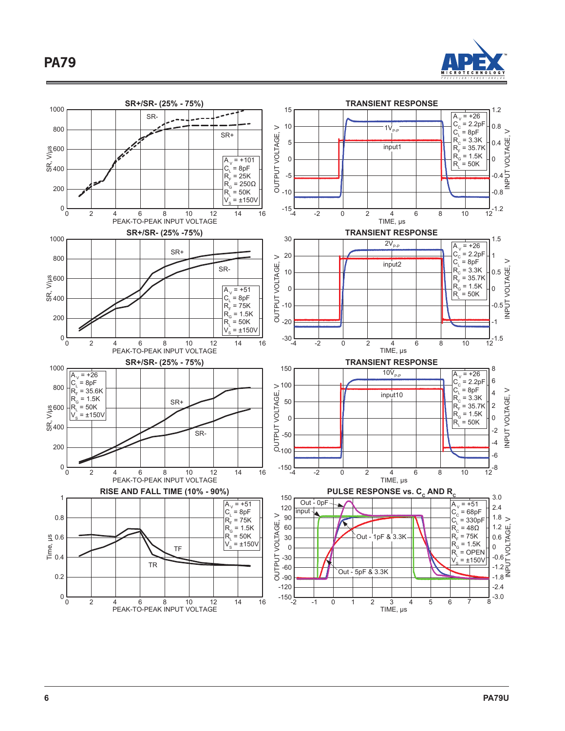## SR+/SR- (25% - 75%)

SR-

SR+

$A_V$ = +101
$C_L$ = 8pF
$R_F$ = 25K
$R_G$ = 250Ω
$R_L$ = 50K
$V_S$ = ±150V

SR, V/μs — PEAK-TO-PEAK INPUT VOLTAGE

## TRANSIENT RESPONSE

$1V_{P-P}$

input1

$A_V$ = +26
$C_C$ = 2.2pF
$C_L$ = 8pF
$R_C$ = 3.3K
$R_F$ = 35.7K
$R_G$ = 1.5K
$R_L$ = 50K

OUTPUT VOLTAGE, V — TIME, μs — INPUT VOLTAGE, V

## SR+/SR- (25% -75%)

SR+

SR-

$A_V$ = +51
$C_L$ = 8pF
$R_F$ = 75K
$R_G$ = 1.5K
$R_L$ = 50K
$V_S$ = ±150V

SR, V/μs — PEAK-TO-PEAK INPUT VOLTAGE

## TRANSIENT RESPONSE

$2V_{P-P}$

input2

$A_V$ = +26
$C_C$ = 2.2pF
$C_L$ = 8pF
$R_C$ = 3.3K
$R_F$ = 35.7K
$R_G$ = 1.5K
$R_L$ = 50K

OUTPUT VOLTAGE, V — TIME, μs — INPUT VOLTAGE, V

## SR+/SR- (25% - 75%)

$A_V$ = +26
$C_L$ = 8pF
$R_F$ = 35.6K
$R_G$ = 1.5K
$R_L$ = 50K
$V_S$ = ±150V

SR+

SR-

SR, V/μs — PEAK-TO-PEAK INPUT VOLTAGE

## TRANSIENT RESPONSE

$10V_{P-P}$

input10

$A_V$ = +26
$C_C$ = 2.2pF
$C_L$ = 8pF
$R_C$ = 3.3K
$R_F$ = 35.7K
$R_G$ = 1.5K
$R_L$ = 50K

OUTPUT VOLTAGE, V — TIME, μs — INPUT VOLTAGE, V

## RISE AND FALL TIME (10% - 90%)

$A_V$ = +51
$C_L$ = 8pF
$R_F$ = 75K
$R_G$ = 1.5K
$R_L$ = 50K
$V_S$ = ±150V

TF

TR

Time, μs — PEAK-TO-PEAK INPUT VOLTAGE

## PULSE RESPONSE vs. $C_C$ AND $R_C$

Out - 0pF

input

Out - 1pF & 3.3K

Out - 5pF & 3.3K

$A_V$ = +51
$C_C$ = 68pF
$C_L$ = 330pF
$R_C$ = 48Ω
$R_F$ = 75K
$R_G$ = 1.5K
$R_L$ = OPEN
$V_S$ = ±150V

OUTPUT VOLTAGE, V — TIME, μs — INPUT VOLTAGE, V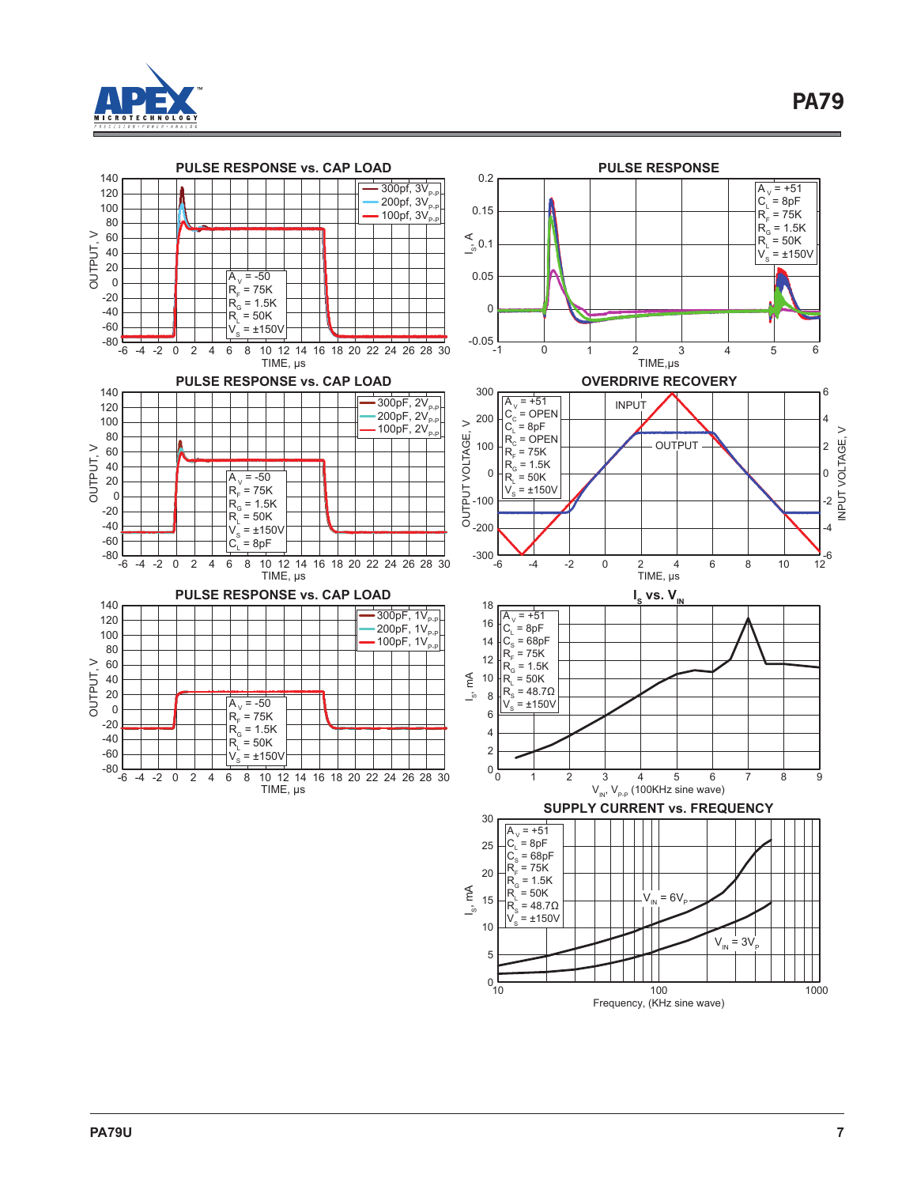### PULSE RESPONSE vs. CAP LOAD

300pf, $3V_{P-P}$
200pf, $3V_{P-P}$
100pf, $3V_{P-P}$

$A_V$ = -50
$R_F$ = 75K
$R_G$ = 1.5K
$R_L$ = 50K
$V_S$ = ±150V

OUTPUT, V — TIME, µs

### PULSE RESPONSE

$A_V$ = +51
$C_L$ = 8pF
$R_F$ = 75K
$R_G$ = 1.5K
$R_L$ = 50K
$V_S$ = ±150V

$I_S$, A — TIME,µs

### PULSE RESPONSE vs. CAP LOAD

300pF, $2V_{P-P}$
200pF, $2V_{P-P}$
100pF, $2V_{P-P}$

$A_V$ = -50
$R_F$ = 75K
$R_G$ = 1.5K
$R_L$ = 50K
$V_S$ = ±150V
$C_L$ = 8pF

OUTPUT, V — TIME, µs

### OVERDRIVE RECOVERY

$A_V$ = +51
$C_C$ = OPEN
$C_L$ = 8pF
$R_C$ = OPEN
$R_F$ = 75K
$R_G$ = 1.5K
$R_L$ = 50K
$V_S$ = ±150V

INPUT
OUTPUT

OUTPUT VOLTAGE, V — INPUT VOLTAGE, V — TIME, µs

### PULSE RESPONSE vs. CAP LOAD

300pF, $1V_{P-P}$
200pF, $1V_{P-P}$
100pF, $1V_{P-P}$

$A_V$ = -50
$R_F$ = 75K
$R_G$ = 1.5K
$R_L$ = 50K
$V_S$ = ±150V

OUTPUT, V — TIME, µs

### $I_S$ vs. $V_{IN}$

$A_V$ = +51
$C_L$ = 8pF
$C_S$ = 68pF
$R_F$ = 75K
$R_G$ = 1.5K
$R_L$ = 50K
$R_S$ = 48.7Ω
$V_S$ = ±150V

$I_S$, mA — $V_{IN}$, $V_{P-P}$ (100KHz sine wave)

### SUPPLY CURRENT vs. FREQUENCY

$A_V$ = +51
$C_L$ = 8pF
$C_S$ = 68pF
$R_F$ = 75K
$R_G$ = 1.5K
$R_L$ = 50K
$R_S$ = 48.7Ω
$V_S$ = ±150V

$V_{IN}$ = $6V_P$
$V_{IN}$ = $3V_P$

$I_S$, mA — Frequency, (KHz sine wave)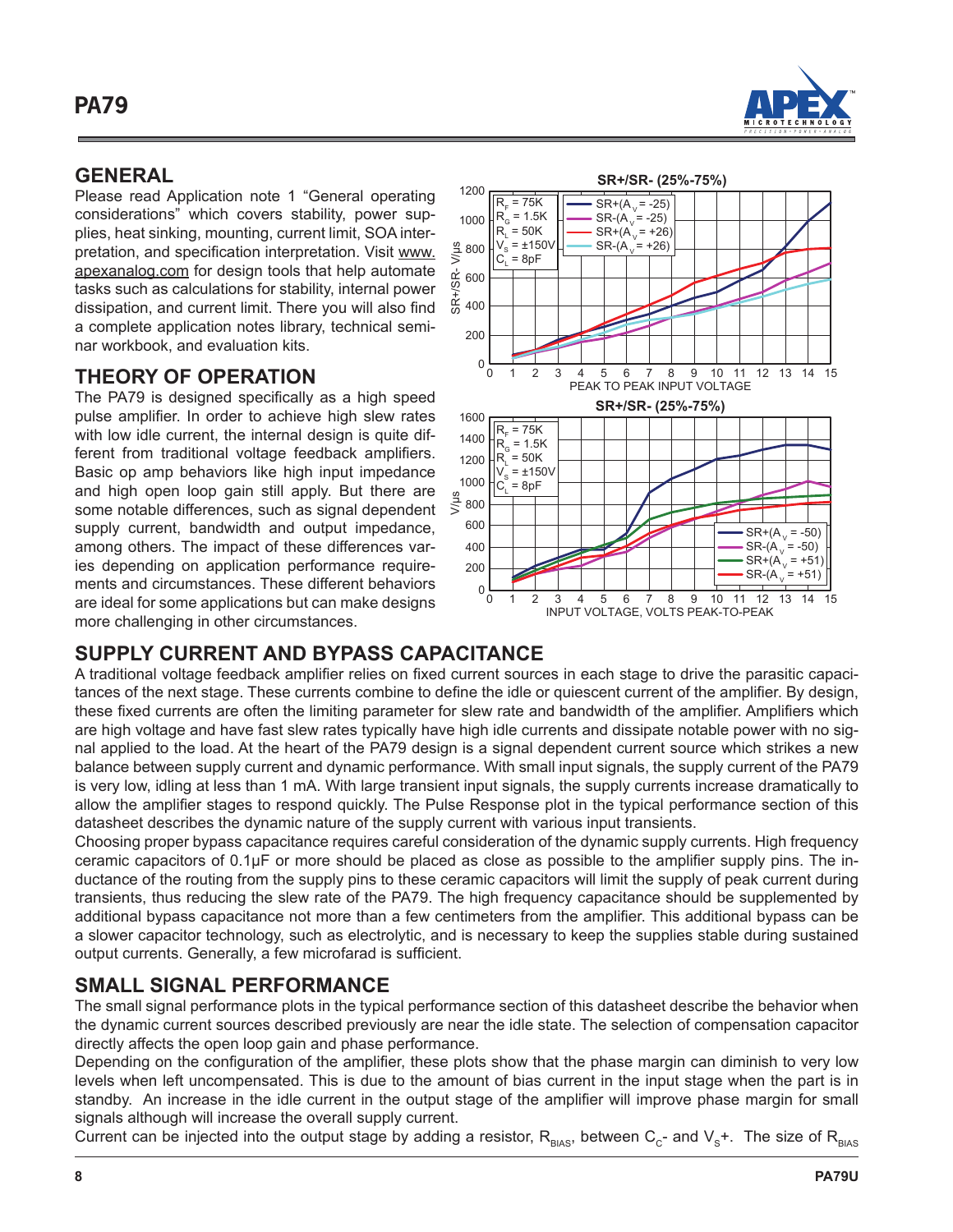## GENERAL

Please read Application note 1 "General operating considerations" which covers stability, power supplies, heat sinking, mounting, current limit, SOA interpretation, and specification interpretation. Visit www.apexanalog.com for design tools that help automate tasks such as calculations for stability, internal power dissipation, and current limit. There you will also find a complete application notes library, technical seminar workbook, and evaluation kits.

## THEORY OF OPERATION

The PA79 is designed specifically as a high speed pulse amplifier. In order to achieve high slew rates with low idle current, the internal design is quite different from traditional voltage feedback amplifiers. Basic op amp behaviors like high input impedance and high open loop gain still apply. But there are some notable differences, such as signal dependent supply current, bandwidth and output impedance, among others. The impact of these differences varies depending on application performance requirements and circumstances. These different behaviors are ideal for some applications but can make designs more challenging in other circumstances.

## SUPPLY CURRENT AND BYPASS CAPACITANCE

A traditional voltage feedback amplifier relies on fixed current sources in each stage to drive the parasitic capacitances of the next stage. These currents combine to define the idle or quiescent current of the amplifier. By design, these fixed currents are often the limiting parameter for slew rate and bandwidth of the amplifier. Amplifiers which are high voltage and have fast slew rates typically have high idle currents and dissipate notable power with no signal applied to the load. At the heart of the PA79 design is a signal dependent current source which strikes a new balance between supply current and dynamic performance. With small input signals, the supply current of the PA79 is very low, idling at less than 1 mA. With large transient input signals, the supply currents increase dramatically to allow the amplifier stages to respond quickly. The Pulse Response plot in the typical performance section of this datasheet describes the dynamic nature of the supply current with various input transients.

Choosing proper bypass capacitance requires careful consideration of the dynamic supply currents. High frequency ceramic capacitors of 0.1µF or more should be placed as close as possible to the amplifier supply pins. The inductance of the routing from the supply pins to these ceramic capacitors will limit the supply of peak current during transients, thus reducing the slew rate of the PA79. The high frequency capacitance should be supplemented by additional bypass capacitance not more than a few centimeters from the amplifier. This additional bypass can be a slower capacitor technology, such as electrolytic, and is necessary to keep the supplies stable during sustained output currents. Generally, a few microfarad is sufficient.

## SMALL SIGNAL PERFORMANCE

The small signal performance plots in the typical performance section of this datasheet describe the behavior when the dynamic current sources described previously are near the idle state. The selection of compensation capacitor directly affects the open loop gain and phase performance.

Depending on the configuration of the amplifier, these plots show that the phase margin can diminish to very low levels when left uncompensated. This is due to the amount of bias current in the input stage when the part is in standby. An increase in the idle current in the output stage of the amplifier will improve phase margin for small signals although will increase the overall supply current.

Current can be injected into the output stage by adding a resistor, $R_{BIAS}$, between $C_C$- and $V_S$+. The size of $R_{BIAS}$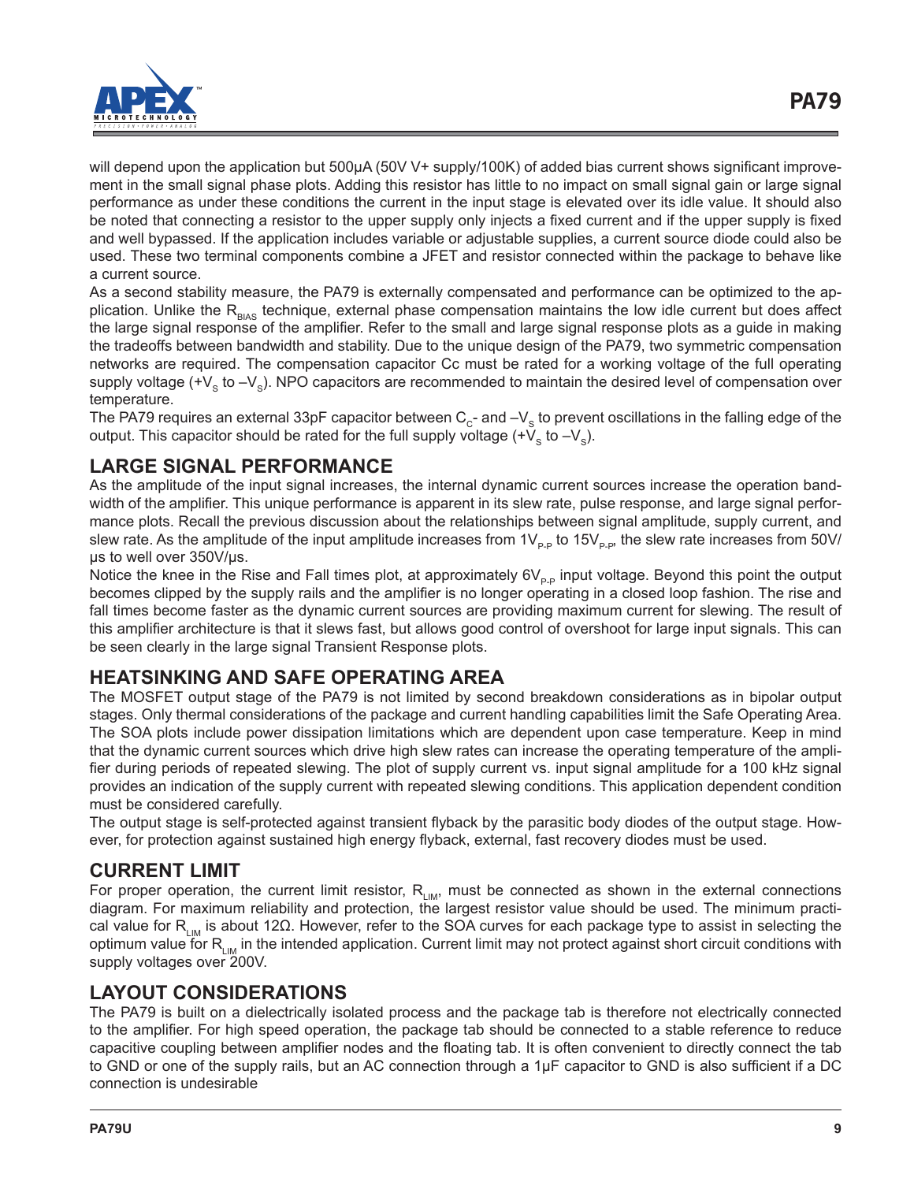will depend upon the application but 500µA (50V V+ supply/100K) of added bias current shows significant improvement in the small signal phase plots. Adding this resistor has little to no impact on small signal gain or large signal performance as under these conditions the current in the input stage is elevated over its idle value. It should also be noted that connecting a resistor to the upper supply only injects a fixed current and if the upper supply is fixed and well bypassed. If the application includes variable or adjustable supplies, a current source diode could also be used. These two terminal components combine a JFET and resistor connected within the package to behave like a current source.

As a second stability measure, the PA79 is externally compensated and performance can be optimized to the application. Unlike the $R_{BIAS}$ technique, external phase compensation maintains the low idle current but does affect the large signal response of the amplifier. Refer to the small and large signal response plots as a guide in making the tradeoffs between bandwidth and stability. Due to the unique design of the PA79, two symmetric compensation networks are required. The compensation capacitor Cc must be rated for a working voltage of the full operating supply voltage ($+V_S$ to $-V_S$). NPO capacitors are recommended to maintain the desired level of compensation over temperature.

The PA79 requires an external 33pF capacitor between $C_C$- and $-V_S$ to prevent oscillations in the falling edge of the output. This capacitor should be rated for the full supply voltage ($+V_S$ to $-V_S$).

## LARGE SIGNAL PERFORMANCE

As the amplitude of the input signal increases, the internal dynamic current sources increase the operation bandwidth of the amplifier. This unique performance is apparent in its slew rate, pulse response, and large signal performance plots. Recall the previous discussion about the relationships between signal amplitude, supply current, and slew rate. As the amplitude of the input amplitude increases from $1V_{P-P}$ to $15V_{P-P}$, the slew rate increases from 50V/µs to well over 350V/µs.

Notice the knee in the Rise and Fall times plot, at approximately $6V_{P-P}$ input voltage. Beyond this point the output becomes clipped by the supply rails and the amplifier is no longer operating in a closed loop fashion. The rise and fall times become faster as the dynamic current sources are providing maximum current for slewing. The result of this amplifier architecture is that it slews fast, but allows good control of overshoot for large input signals. This can be seen clearly in the large signal Transient Response plots.

## HEATSINKING AND SAFE OPERATING AREA

The MOSFET output stage of the PA79 is not limited by second breakdown considerations as in bipolar output stages. Only thermal considerations of the package and current handling capabilities limit the Safe Operating Area. The SOA plots include power dissipation limitations which are dependent upon case temperature. Keep in mind that the dynamic current sources which drive high slew rates can increase the operating temperature of the amplifier during periods of repeated slewing. The plot of supply current vs. input signal amplitude for a 100 kHz signal provides an indication of the supply current with repeated slewing conditions. This application dependent condition must be considered carefully.

The output stage is self-protected against transient flyback by the parasitic body diodes of the output stage. However, for protection against sustained high energy flyback, external, fast recovery diodes must be used.

## CURRENT LIMIT

For proper operation, the current limit resistor, $R_{LIM}$, must be connected as shown in the external connections diagram. For maximum reliability and protection, the largest resistor value should be used. The minimum practical value for $R_{LIM}$ is about 12Ω. However, refer to the SOA curves for each package type to assist in selecting the optimum value for $R_{LIM}$ in the intended application. Current limit may not protect against short circuit conditions with supply voltages over 200V.

## LAYOUT CONSIDERATIONS

The PA79 is built on a dielectrically isolated process and the package tab is therefore not electrically connected to the amplifier. For high speed operation, the package tab should be connected to a stable reference to reduce capacitive coupling between amplifier nodes and the floating tab. It is often convenient to directly connect the tab to GND or one of the supply rails, but an AC connection through a 1µF capacitor to GND is also sufficient if a DC connection is undesirable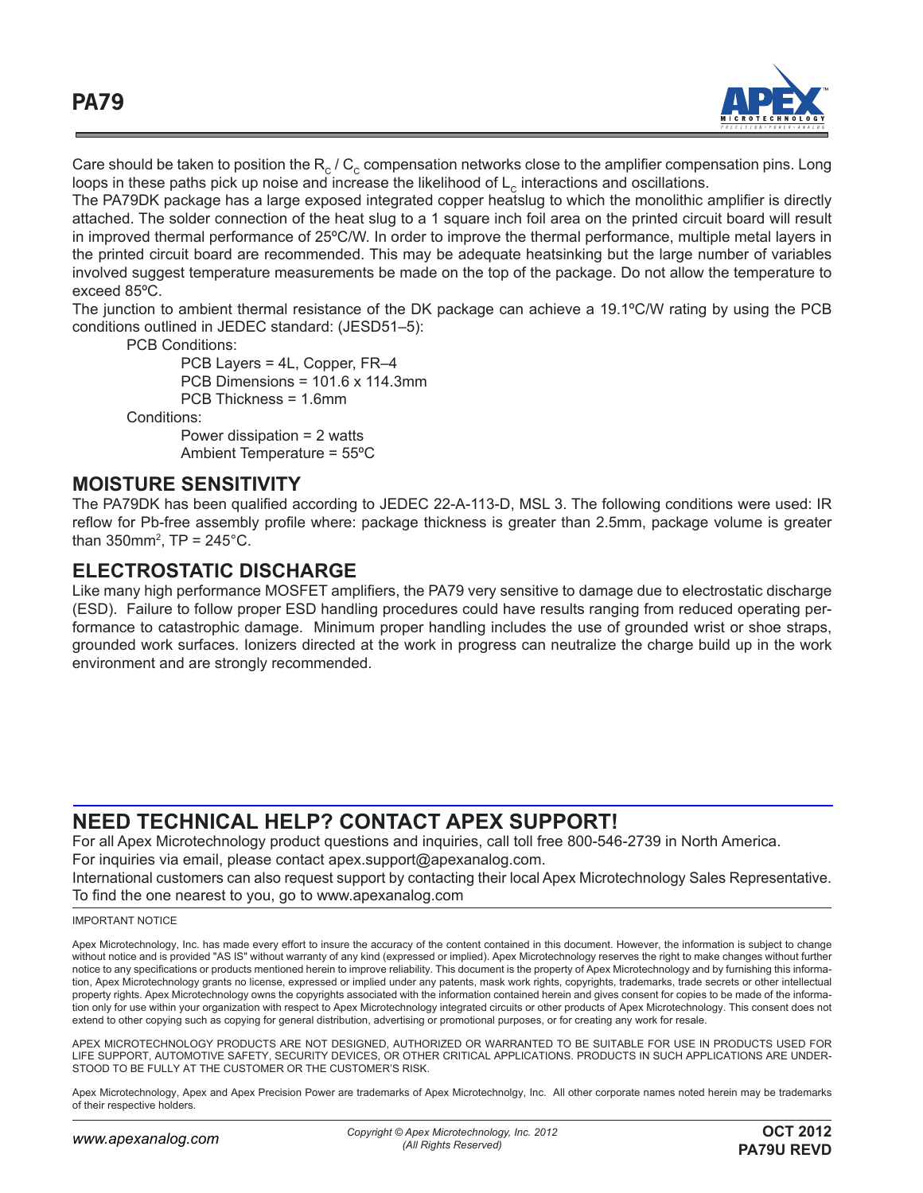Care should be taken to position the $R_C$ / $C_C$ compensation networks close to the amplifier compensation pins. Long loops in these paths pick up noise and increase the likelihood of $L_C$ interactions and oscillations.

The PA79DK package has a large exposed integrated copper heatslug to which the monolithic amplifier is directly attached. The solder connection of the heat slug to a 1 square inch foil area on the printed circuit board will result in improved thermal performance of 25ºC/W. In order to improve the thermal performance, multiple metal layers in the printed circuit board are recommended. This may be adequate heatsinking but the large number of variables involved suggest temperature measurements be made on the top of the package. Do not allow the temperature to exceed 85ºC.

The junction to ambient thermal resistance of the DK package can achieve a 19.1ºC/W rating by using the PCB conditions outlined in JEDEC standard: (JESD51–5):

PCB Conditions:

- PCB Layers = 4L, Copper, FR–4
- PCB Dimensions = 101.6 x 114.3mm
- PCB Thickness = 1.6mm

Conditions:

- Power dissipation = 2 watts
- Ambient Temperature = 55ºC

## MOISTURE SENSITIVITY

The PA79DK has been qualified according to JEDEC 22-A-113-D, MSL 3. The following conditions were used: IR reflow for Pb-free assembly profile where: package thickness is greater than 2.5mm, package volume is greater than 350mm$^2$, TP = 245°C.

## ELECTROSTATIC DISCHARGE

Like many high performance MOSFET amplifiers, the PA79 very sensitive to damage due to electrostatic discharge (ESD). Failure to follow proper ESD handling procedures could have results ranging from reduced operating performance to catastrophic damage. Minimum proper handling includes the use of grounded wrist or shoe straps, grounded work surfaces. Ionizers directed at the work in progress can neutralize the charge build up in the work environment and are strongly recommended.

## NEED TECHNICAL HELP? CONTACT APEX SUPPORT!

For all Apex Microtechnology product questions and inquiries, call toll free 800-546-2739 in North America.
For inquiries via email, please contact apex.support@apexanalog.com.
International customers can also request support by contacting their local Apex Microtechnology Sales Representative.
To find the one nearest to you, go to www.apexanalog.com

IMPORTANT NOTICE

Apex Microtechnology, Inc. has made every effort to insure the accuracy of the content contained in this document. However, the information is subject to change without notice and is provided "AS IS" without warranty of any kind (expressed or implied). Apex Microtechnology reserves the right to make changes without further notice to any specifications or products mentioned herein to improve reliability. This document is the property of Apex Microtechnology and by furnishing this information, Apex Microtechnology grants no license, expressed or implied under any patents, mask work rights, copyrights, trademarks, trade secrets or other intellectual property rights. Apex Microtechnology owns the copyrights associated with the information contained herein and gives consent for copies to be made of the information only for use within your organization with respect to Apex Microtechnology integrated circuits or other products of Apex Microtechnology. This consent does not extend to other copying such as copying for general distribution, advertising or promotional purposes, or for creating any work for resale.

APEX MICROTECHNOLOGY PRODUCTS ARE NOT DESIGNED, AUTHORIZED OR WARRANTED TO BE SUITABLE FOR USE IN PRODUCTS USED FOR LIFE SUPPORT, AUTOMOTIVE SAFETY, SECURITY DEVICES, OR OTHER CRITICAL APPLICATIONS. PRODUCTS IN SUCH APPLICATIONS ARE UNDERSTOOD TO BE FULLY AT THE CUSTOMER OR THE CUSTOMER'S RISK.

Apex Microtechnology, Apex and Apex Precision Power are trademarks of Apex Microtechnolgy, Inc. All other corporate names noted herein may be trademarks of their respective holders.

Copyright © Apex Microtechnology, Inc. 2012
(All Rights Reserved)

OCT 2012
PA79U REVD